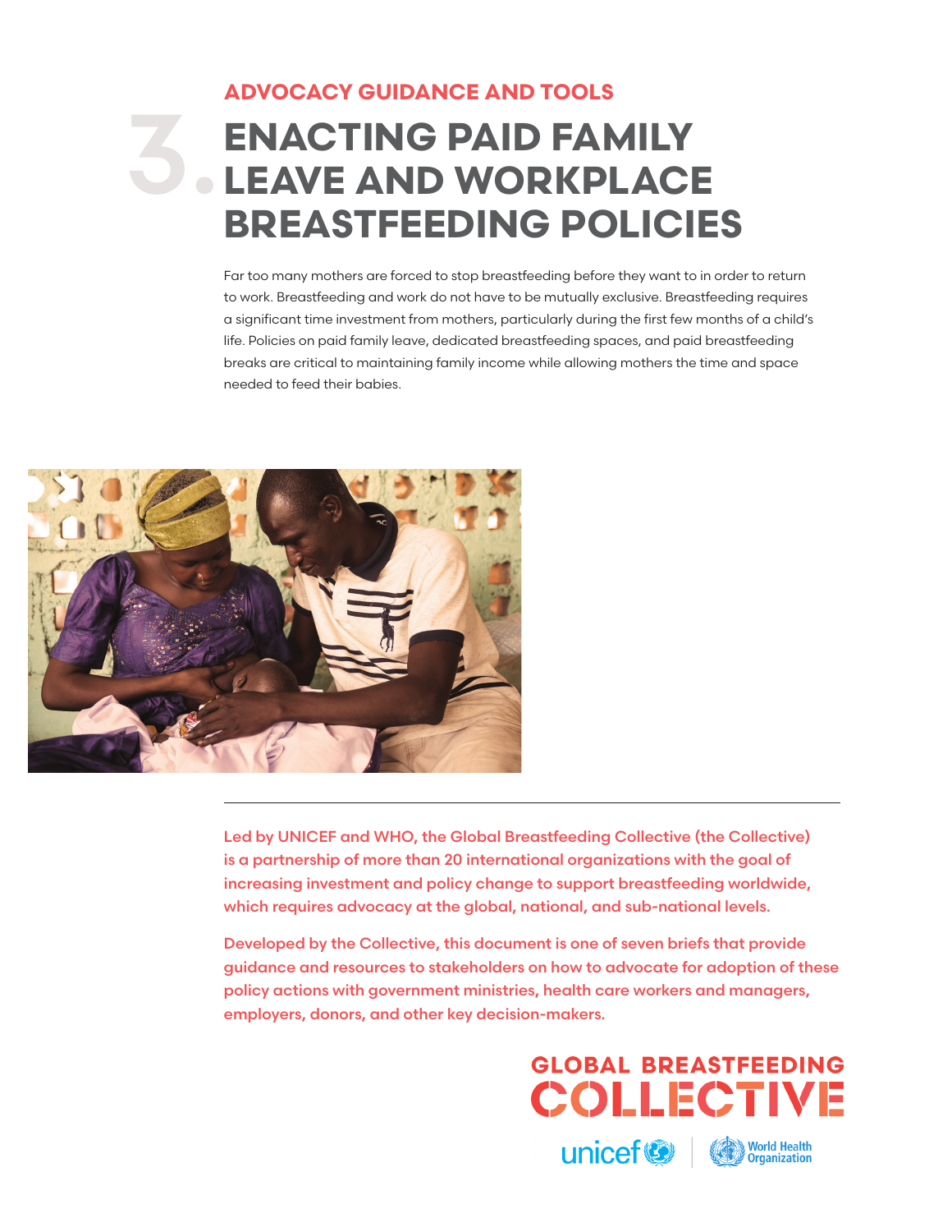ADVOCACY GUIDANCE AND TOOLS

# 3. ENACTING PAID FAMILY LEAVE AND WORKPLACE BREASTFEEDING POLICIES

Far too many mothers are forced to stop breastfeeding before they want to in order to return to work. Breastfeeding and work do not have to be mutually exclusive. Breastfeeding requires a significant time investment from mothers, particularly during the first few months of a child's life. Policies on paid family leave, dedicated breastfeeding spaces, and paid breastfeeding breaks are critical to maintaining family income while allowing mothers the time and space needed to feed their babies.

---

**Led by UNICEF and WHO, the Global Breastfeeding Collective (the Collective) is a partnership of more than 20 international organizations with the goal of increasing investment and policy change to support breastfeeding worldwide, which requires advocacy at the global, national, and sub-national levels.**

**Developed by the Collective, this document is one of seven briefs that provide guidance and resources to stakeholders on how to advocate for adoption of these policy actions with government ministries, health care workers and managers, employers, donors, and other key decision-makers.**

GLOBAL BREASTFEEDING COLLECTIVE

unicef | World Health Organization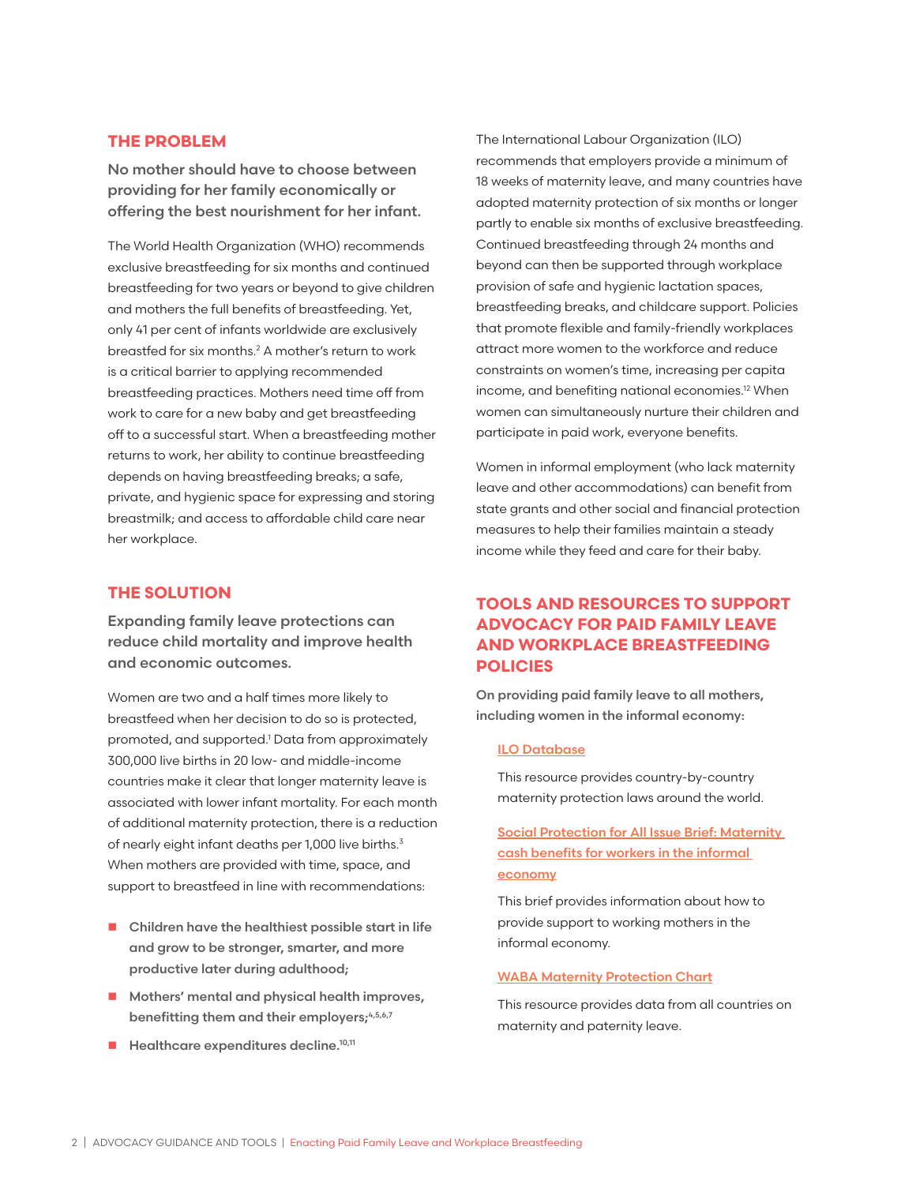## THE PROBLEM

**No mother should have to choose between providing for her family economically or offering the best nourishment for her infant.**

The World Health Organization (WHO) recommends exclusive breastfeeding for six months and continued breastfeeding for two years or beyond to give children and mothers the full benefits of breastfeeding. Yet, only 41 per cent of infants worldwide are exclusively breastfed for six months.[2] A mother's return to work is a critical barrier to applying recommended breastfeeding practices. Mothers need time off from work to care for a new baby and get breastfeeding off to a successful start. When a breastfeeding mother returns to work, her ability to continue breastfeeding depends on having breastfeeding breaks; a safe, private, and hygienic space for expressing and storing breastmilk; and access to affordable child care near her workplace.

## THE SOLUTION

**Expanding family leave protections can reduce child mortality and improve health and economic outcomes.**

Women are two and a half times more likely to breastfeed when her decision to do so is protected, promoted, and supported.[1] Data from approximately 300,000 live births in 20 low- and middle-income countries make it clear that longer maternity leave is associated with lower infant mortality. For each month of additional maternity protection, there is a reduction of nearly eight infant deaths per 1,000 live births.[3] When mothers are provided with time, space, and support to breastfeed in line with recommendations:

- **Children have the healthiest possible start in life and grow to be stronger, smarter, and more productive later during adulthood;**
- **Mothers' mental and physical health improves, benefitting them and their employers;[4,5,6,7]**
- **Healthcare expenditures decline.[10,11]**

The International Labour Organization (ILO) recommends that employers provide a minimum of 18 weeks of maternity leave, and many countries have adopted maternity protection of six months or longer partly to enable six months of exclusive breastfeeding. Continued breastfeeding through 24 months and beyond can then be supported through workplace provision of safe and hygienic lactation spaces, breastfeeding breaks, and childcare support. Policies that promote flexible and family-friendly workplaces attract more women to the workforce and reduce constraints on women's time, increasing per capita income, and benefiting national economies.[12] When women can simultaneously nurture their children and participate in paid work, everyone benefits.

Women in informal employment (who lack maternity leave and other accommodations) can benefit from state grants and other social and financial protection measures to help their families maintain a steady income while they feed and care for their baby.

## TOOLS AND RESOURCES TO SUPPORT ADVOCACY FOR PAID FAMILY LEAVE AND WORKPLACE BREASTFEEDING POLICIES

**On providing paid family leave to all mothers, including women in the informal economy:**

ILO Database

This resource provides country-by-country maternity protection laws around the world.

Social Protection for All Issue Brief: Maternity cash benefits for workers in the informal economy

This brief provides information about how to provide support to working mothers in the informal economy.

WABA Maternity Protection Chart

This resource provides data from all countries on maternity and paternity leave.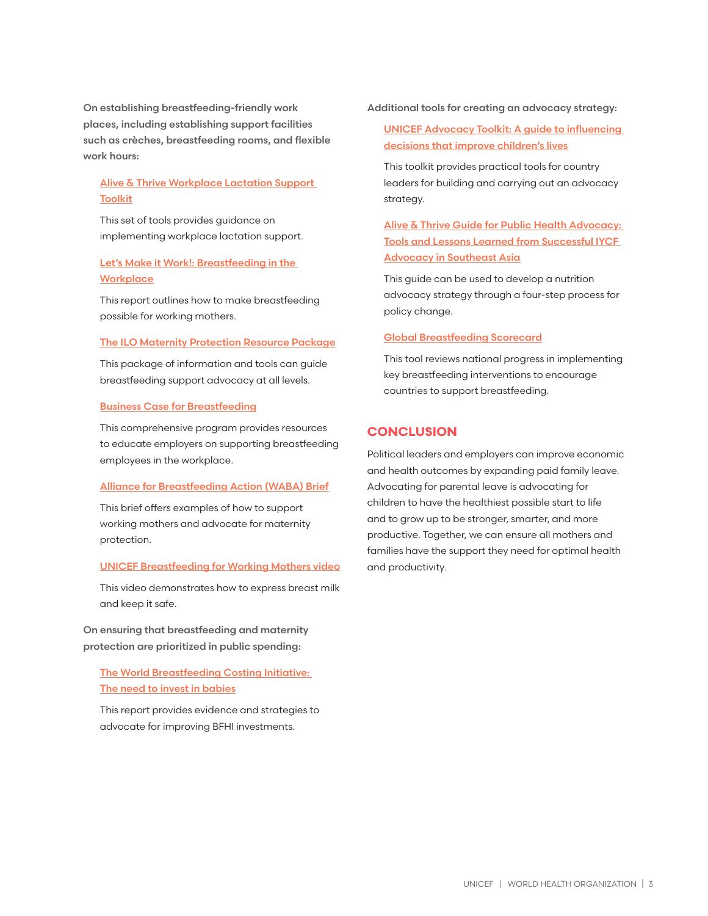**On establishing breastfeeding-friendly work places, including establishing support facilities such as crèches, breastfeeding rooms, and flexible work hours:**

Alive & Thrive Workplace Lactation Support Toolkit

This set of tools provides guidance on implementing workplace lactation support.

Let's Make it Work!: Breastfeeding in the Workplace

This report outlines how to make breastfeeding possible for working mothers.

The ILO Maternity Protection Resource Package

This package of information and tools can guide breastfeeding support advocacy at all levels.

Business Case for Breastfeeding

This comprehensive program provides resources to educate employers on supporting breastfeeding employees in the workplace.

Alliance for Breastfeeding Action (WABA) Brief

This brief offers examples of how to support working mothers and advocate for maternity protection.

UNICEF Breastfeeding for Working Mothers video

This video demonstrates how to express breast milk and keep it safe.

**On ensuring that breastfeeding and maternity protection are prioritized in public spending:**

The World Breastfeeding Costing Initiative: The need to invest in babies

This report provides evidence and strategies to advocate for improving BFHI investments.

**Additional tools for creating an advocacy strategy:**

UNICEF Advocacy Toolkit: A guide to influencing decisions that improve children's lives

This toolkit provides practical tools for country leaders for building and carrying out an advocacy strategy.

Alive & Thrive Guide for Public Health Advocacy: Tools and Lessons Learned from Successful IYCF Advocacy in Southeast Asia

This guide can be used to develop a nutrition advocacy strategy through a four-step process for policy change.

Global Breastfeeding Scorecard

This tool reviews national progress in implementing key breastfeeding interventions to encourage countries to support breastfeeding.

## CONCLUSION

Political leaders and employers can improve economic and health outcomes by expanding paid family leave. Advocating for parental leave is advocating for children to have the healthiest possible start to life and to grow up to be stronger, smarter, and more productive. Together, we can ensure all mothers and families have the support they need for optimal health and productivity.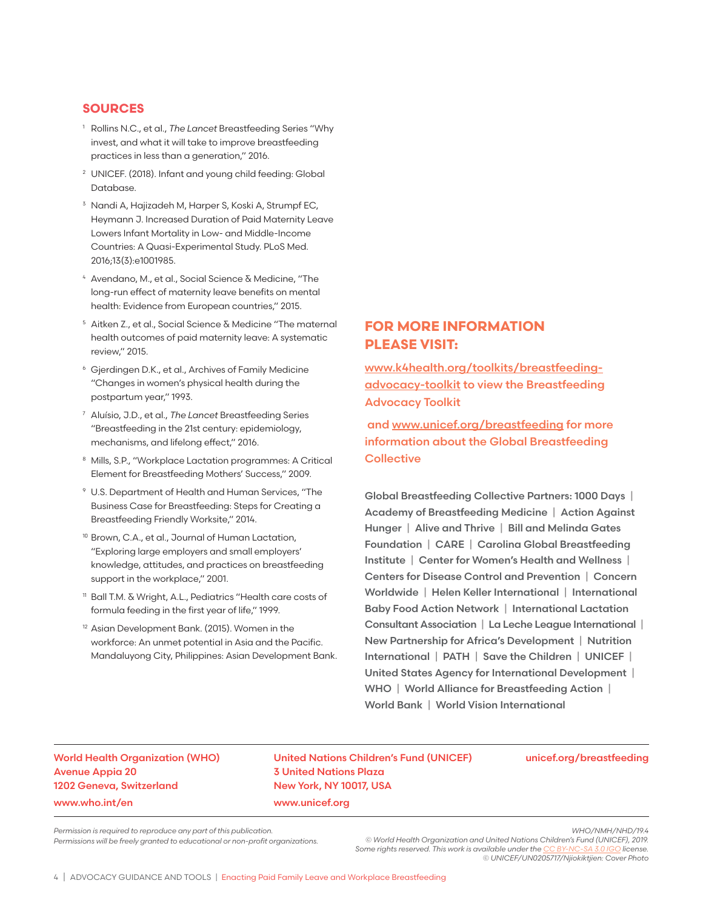## SOURCES

1. Rollins N.C., et al., *The Lancet* Breastfeeding Series "Why invest, and what it will take to improve breastfeeding practices in less than a generation," 2016.
2. UNICEF. (2018). Infant and young child feeding: Global Database.
3. Nandi A, Hajizadeh M, Harper S, Koski A, Strumpf EC, Heymann J. Increased Duration of Paid Maternity Leave Lowers Infant Mortality in Low- and Middle-Income Countries: A Quasi-Experimental Study. PLoS Med. 2016;13(3):e1001985.
4. Avendano, M., et al., Social Science & Medicine, "The long-run effect of maternity leave benefits on mental health: Evidence from European countries," 2015.
5. Aitken Z., et al., Social Science & Medicine "The maternal health outcomes of paid maternity leave: A systematic review," 2015.
6. Gjerdingen D.K., et al., Archives of Family Medicine "Changes in women's physical health during the postpartum year," 1993.
7. Aluísio, J.D., et al., *The Lancet* Breastfeeding Series "Breastfeeding in the 21st century: epidemiology, mechanisms, and lifelong effect," 2016.
8. Mills, S.P., "Workplace Lactation programmes: A Critical Element for Breastfeeding Mothers' Success," 2009.
9. U.S. Department of Health and Human Services, "The Business Case for Breastfeeding: Steps for Creating a Breastfeeding Friendly Worksite," 2014.
10. Brown, C.A., et al., Journal of Human Lactation, "Exploring large employers and small employers' knowledge, attitudes, and practices on breastfeeding support in the workplace," 2001.
11. Ball T.M. & Wright, A.L., Pediatrics "Health care costs of formula feeding in the first year of life," 1999.
12. Asian Development Bank. (2015). Women in the workforce: An unmet potential in Asia and the Pacific. Mandaluyong City, Philippines: Asian Development Bank.

## FOR MORE INFORMATION PLEASE VISIT:

**www.k4health.org/toolkits/breastfeeding-advocacy-toolkit to view the Breastfeeding Advocacy Toolkit**

**and www.unicef.org/breastfeeding for more information about the Global Breastfeeding Collective**

**Global Breastfeeding Collective Partners: 1000 Days | Academy of Breastfeeding Medicine | Action Against Hunger | Alive and Thrive | Bill and Melinda Gates Foundation | CARE | Carolina Global Breastfeeding Institute | Center for Women's Health and Wellness | Centers for Disease Control and Prevention | Concern Worldwide | Helen Keller International | International Baby Food Action Network | International Lactation Consultant Association | La Leche League International | New Partnership for Africa's Development | Nutrition International | PATH | Save the Children | UNICEF | United States Agency for International Development | WHO | World Alliance for Breastfeeding Action | World Bank | World Vision International**

**World Health Organization (WHO)**
**Avenue Appia 20**
**1202 Geneva, Switzerland**
**www.who.int/en**

**United Nations Children's Fund (UNICEF)**
**3 United Nations Plaza**
**New York, NY 10017, USA**
**www.unicef.org**

**unicef.org/breastfeeding**

*Permission is required to reproduce any part of this publication.*
*Permissions will be freely granted to educational or non-profit organizations.*

*WHO/NMH/NHD/19.4*
*© World Health Organization and United Nations Children's Fund (UNICEF), 2019.*
*Some rights reserved. This work is available under the CC BY-NC-SA 3.0 IGO license.*
*© UNICEF/UN0205717/Njiokiktjien: Cover Photo*